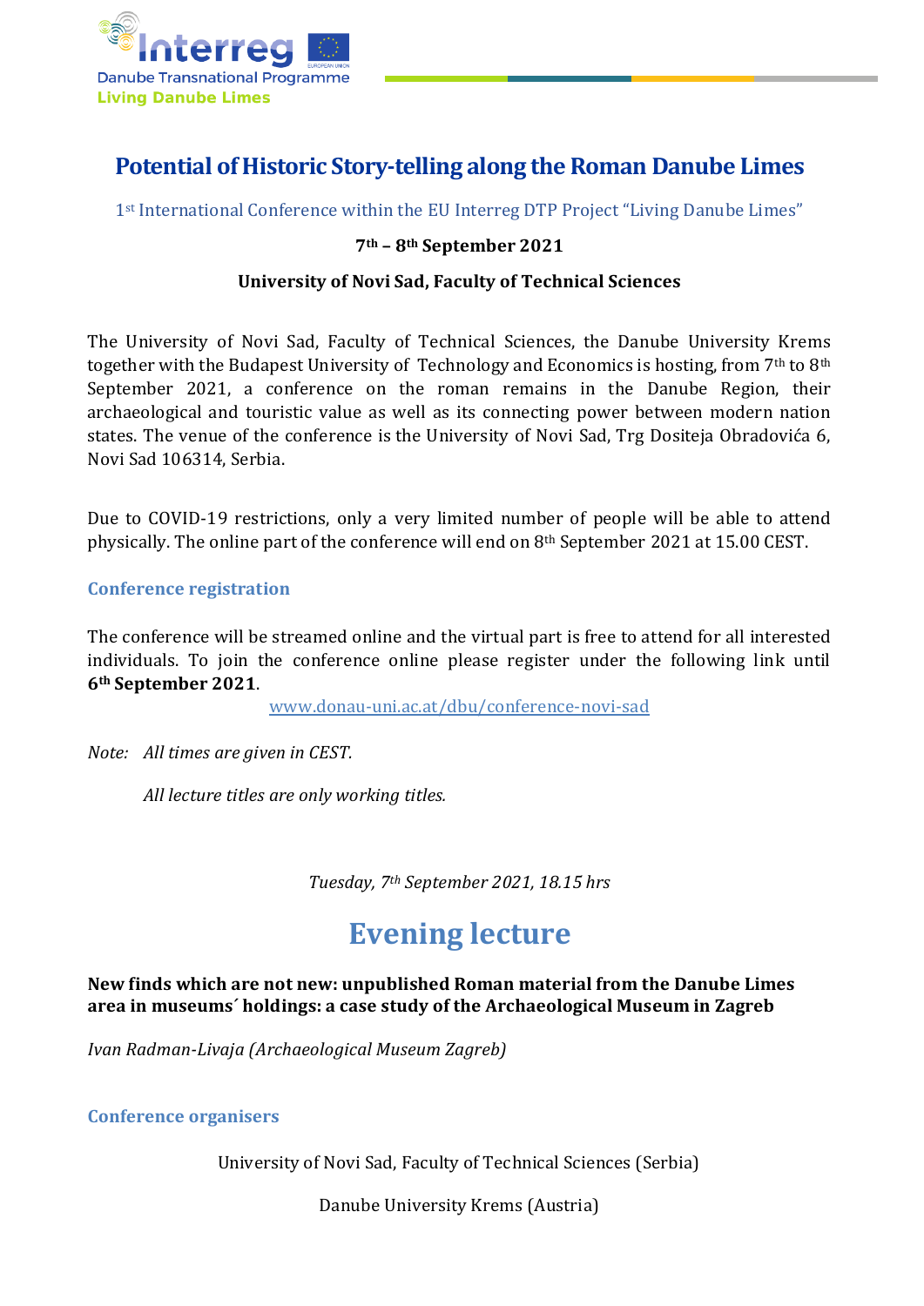Interreg
Danube Transnational Programme
Living Danube Limes

# Potential of Historic Story-telling along the Roman Danube Limes

1st International Conference within the EU Interreg DTP Project "Living Danube Limes"

**7th – 8th September 2021**

**University of Novi Sad, Faculty of Technical Sciences**

The University of Novi Sad, Faculty of Technical Sciences, the Danube University Krems together with the Budapest University of Technology and Economics is hosting, from 7th to 8th September 2021, a conference on the roman remains in the Danube Region, their archaeological and touristic value as well as its connecting power between modern nation states. The venue of the conference is the University of Novi Sad, Trg Dositeja Obradovića 6, Novi Sad 106314, Serbia.

Due to COVID-19 restrictions, only a very limited number of people will be able to attend physically. The online part of the conference will end on 8th September 2021 at 15.00 CEST.

### Conference registration

The conference will be streamed online and the virtual part is free to attend for all interested individuals. To join the conference online please register under the following link until **6th September 2021**.

www.donau-uni.ac.at/dbu/conference-novi-sad

*Note: All times are given in CEST.*

*All lecture titles are only working titles.*

*Tuesday, 7th September 2021, 18.15 hrs*

## Evening lecture

**New finds which are not new: unpublished Roman material from the Danube Limes area in museums´ holdings: a case study of the Archaeological Museum in Zagreb**

*Ivan Radman-Livaja (Archaeological Museum Zagreb)*

### Conference organisers

University of Novi Sad, Faculty of Technical Sciences (Serbia)

Danube University Krems (Austria)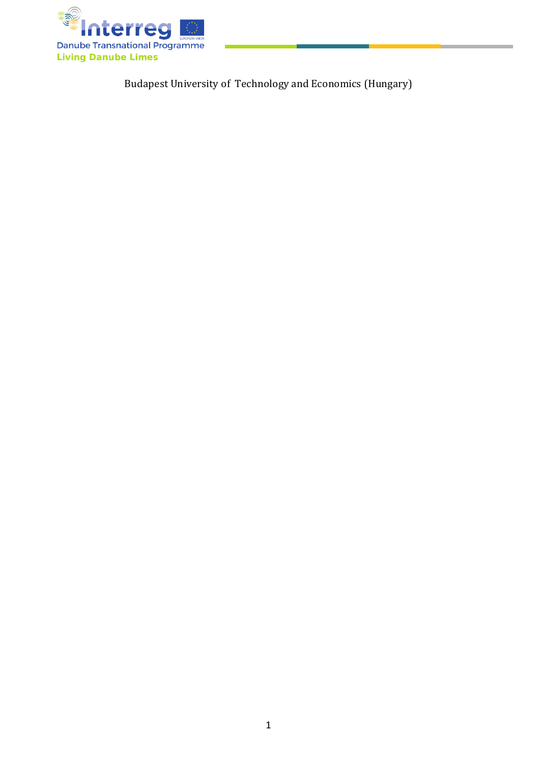Budapest University of Technology and Economics (Hungary)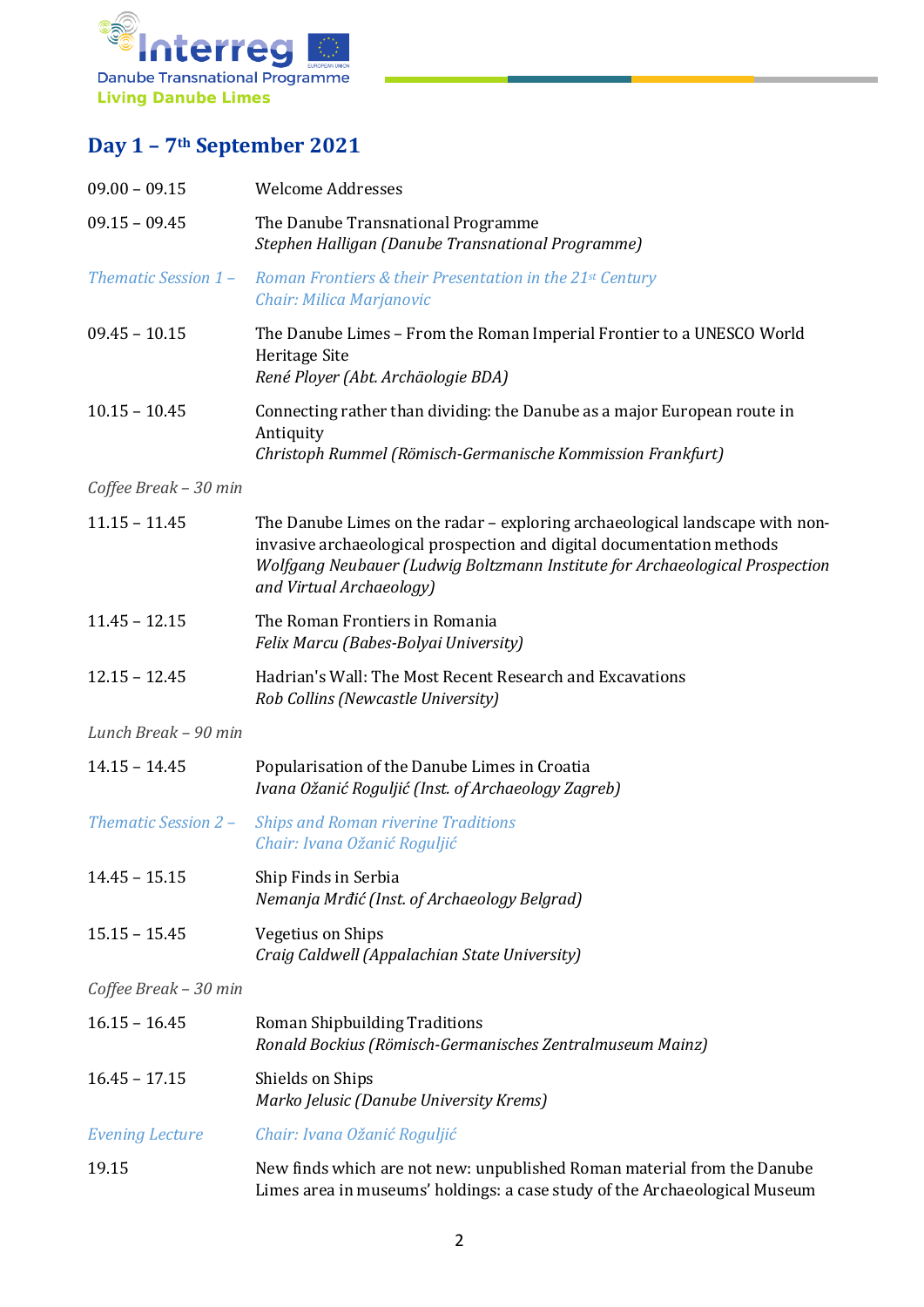## Day 1 – 7th September 2021

| | |
|---|---|
| 09.00 – 09.15 | Welcome Addresses |
| 09.15 – 09.45 | The Danube Transnational Programme<br>*Stephen Halligan (Danube Transnational Programme)* |
| *Thematic Session 1 –* | *Roman Frontiers & their Presentation in the 21st Century*<br>*Chair: Milica Marjanovic* |
| 09.45 – 10.15 | The Danube Limes – From the Roman Imperial Frontier to a UNESCO World Heritage Site<br>*René Ployer (Abt. Archäologie BDA)* |
| 10.15 – 10.45 | Connecting rather than dividing: the Danube as a major European route in Antiquity<br>*Christoph Rummel (Römisch-Germanische Kommission Frankfurt)* |
| *Coffee Break – 30 min* | |
| 11.15 – 11.45 | The Danube Limes on the radar – exploring archaeological landscape with non-invasive archaeological prospection and digital documentation methods<br>*Wolfgang Neubauer (Ludwig Boltzmann Institute for Archaeological Prospection and Virtual Archaeology)* |
| 11.45 – 12.15 | The Roman Frontiers in Romania<br>*Felix Marcu (Babes-Bolyai University)* |
| 12.15 – 12.45 | Hadrian's Wall: The Most Recent Research and Excavations<br>*Rob Collins (Newcastle University)* |
| *Lunch Break – 90 min* | |
| 14.15 – 14.45 | Popularisation of the Danube Limes in Croatia<br>*Ivana Ožanić Roguljić (Inst. of Archaeology Zagreb)* |
| *Thematic Session 2 –* | *Ships and Roman riverine Traditions*<br>*Chair: Ivana Ožanić Roguljić* |
| 14.45 – 15.15 | Ship Finds in Serbia<br>*Nemanja Mrđić (Inst. of Archaeology Belgrad)* |
| 15.15 – 15.45 | Vegetius on Ships<br>*Craig Caldwell (Appalachian State University)* |
| *Coffee Break – 30 min* | |
| 16.15 – 16.45 | Roman Shipbuilding Traditions<br>*Ronald Bockius (Römisch-Germanisches Zentralmuseum Mainz)* |
| 16.45 – 17.15 | Shields on Ships<br>*Marko Jelusic (Danube University Krems)* |
| *Evening Lecture* | *Chair: Ivana Ožanić Roguljić* |
| 19.15 | New finds which are not new: unpublished Roman material from the Danube Limes area in museums' holdings: a case study of the Archaeological Museum |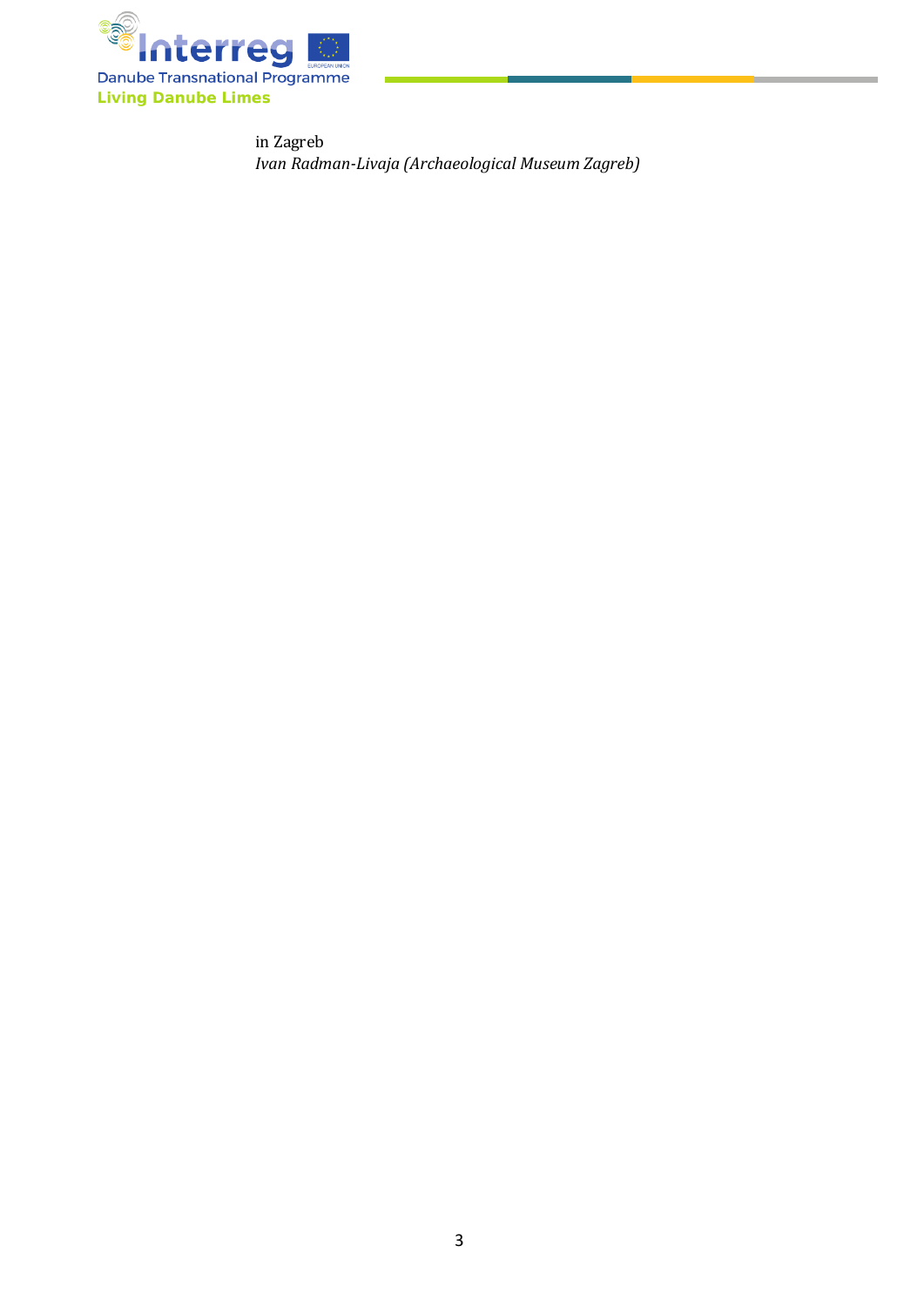in Zagreb
*Ivan Radman-Livaja (Archaeological Museum Zagreb)*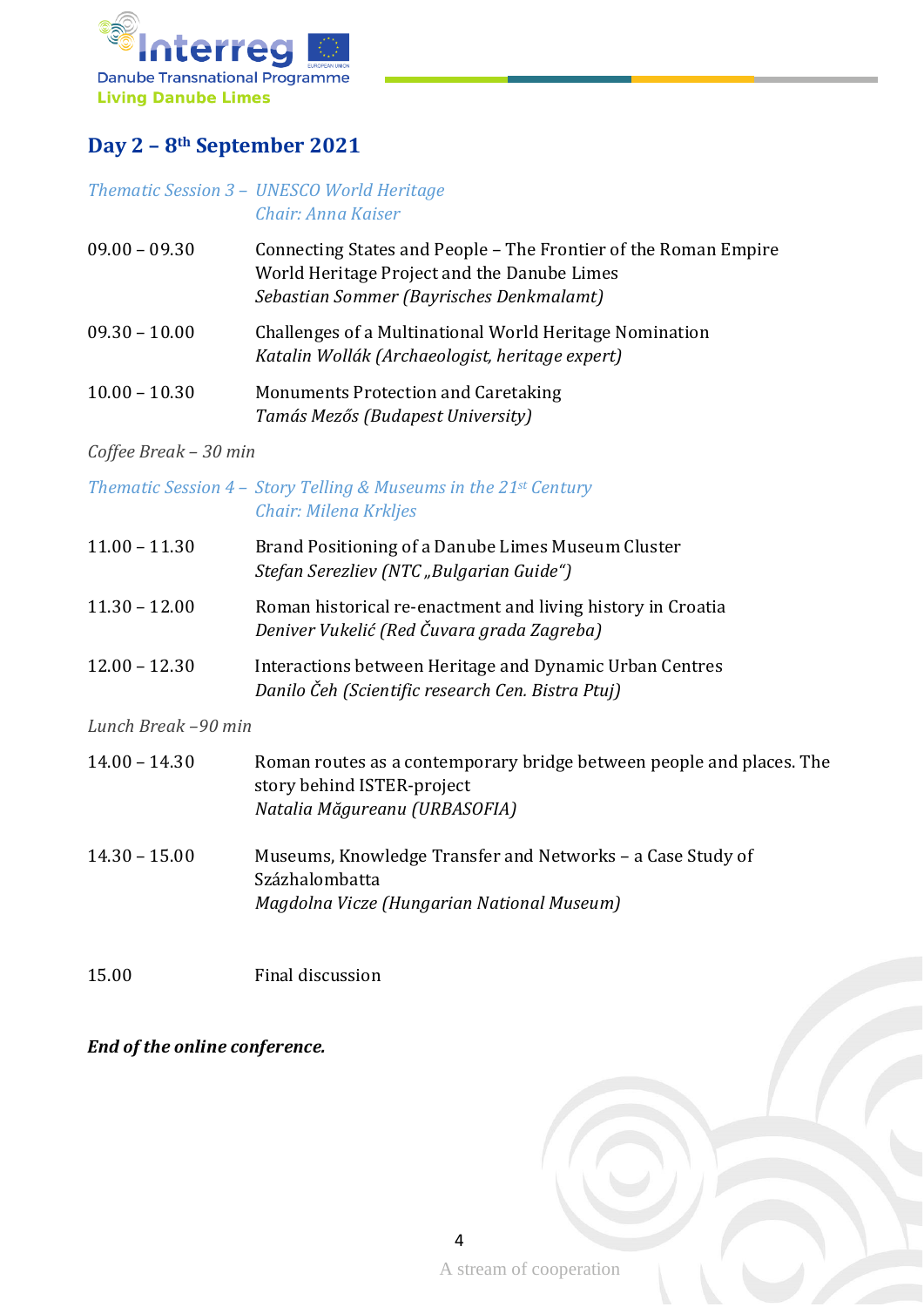## Day 2 – 8th September 2021

*Thematic Session 3 – UNESCO World Heritage*
*Chair: Anna Kaiser*

| | |
|---|---|
| 09.00 – 09.30 | Connecting States and People – The Frontier of the Roman Empire World Heritage Project and the Danube Limes<br>*Sebastian Sommer (Bayrisches Denkmalamt)* |
| 09.30 – 10.00 | Challenges of a Multinational World Heritage Nomination<br>*Katalin Wollák (Archaeologist, heritage expert)* |
| 10.00 – 10.30 | Monuments Protection and Caretaking<br>*Tamás Mezős (Budapest University)* |

*Coffee Break – 30 min*

*Thematic Session 4 – Story Telling & Museums in the 21st Century*
*Chair: Milena Krkljes*

| | |
|---|---|
| 11.00 – 11.30 | Brand Positioning of a Danube Limes Museum Cluster<br>*Stefan Serezliev (NTC „Bulgarian Guide")* |
| 11.30 – 12.00 | Roman historical re-enactment and living history in Croatia<br>*Deniver Vukelić (Red Čuvara grada Zagreba)* |
| 12.00 – 12.30 | Interactions between Heritage and Dynamic Urban Centres<br>*Danilo Čeh (Scientific research Cen. Bistra Ptuj)* |

*Lunch Break –90 min*

| | |
|---|---|
| 14.00 – 14.30 | Roman routes as a contemporary bridge between people and places. The story behind ISTER-project<br>*Natalia Măgureanu (URBASOFIA)* |
| 14.30 – 15.00 | Museums, Knowledge Transfer and Networks – a Case Study of Százhalombatta<br>*Magdolna Vicze (Hungarian National Museum)* |
| 15.00 | Final discussion |

***End of the online conference.***

A stream of cooperation